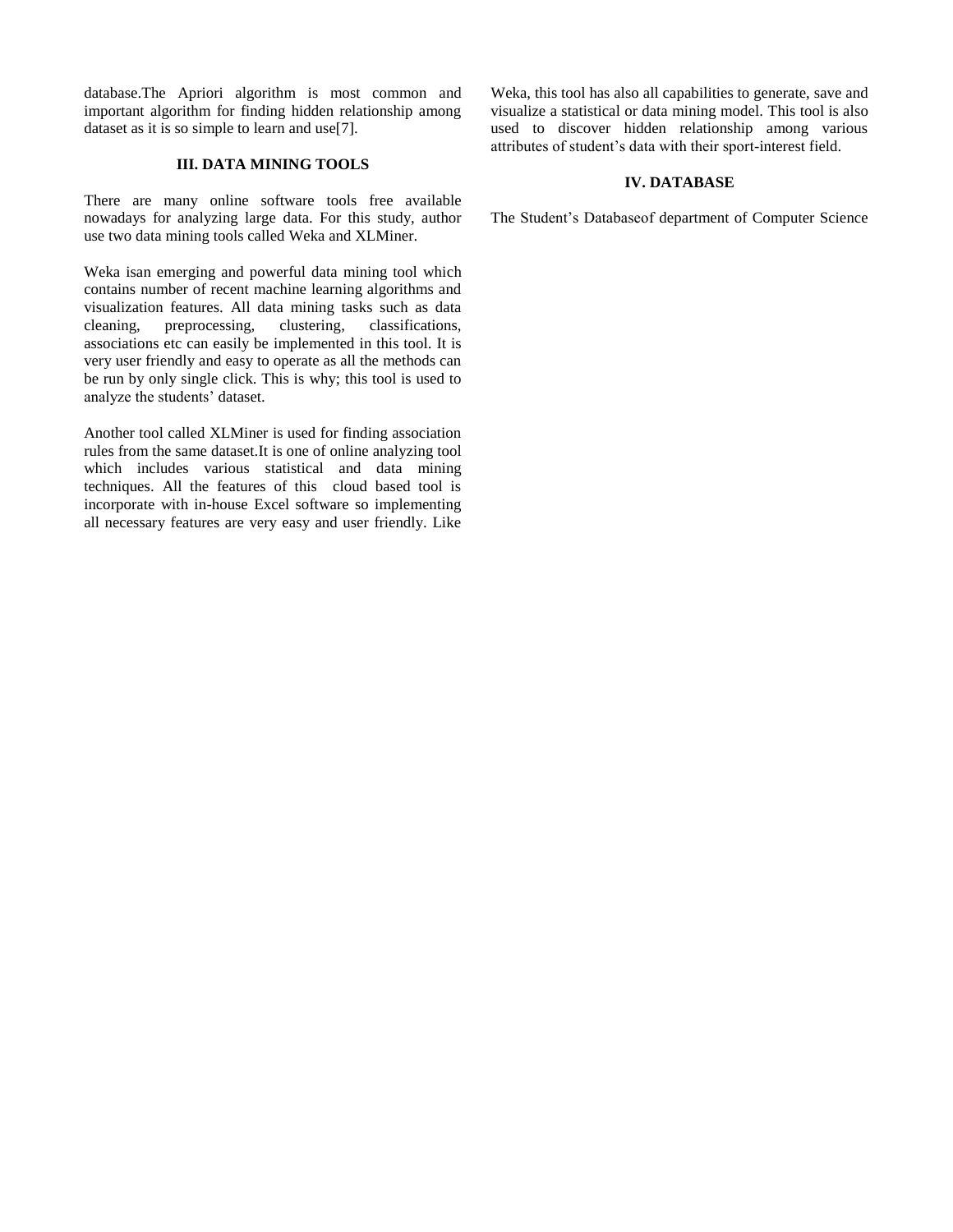database.The Apriori algorithm is most common and important algorithm for finding hidden relationship among dataset as it is so simple to learn and use[7].

## III. DATA MINING TOOLS

There are many online software tools free available nowadays for analyzing large data. For this study, author use two data mining tools called Weka and XLMiner.

Weka isan emerging and powerful data mining tool which contains number of recent machine learning algorithms and visualization features. All data mining tasks such as data cleaning, preprocessing, clustering, classifications, associations etc can easily be implemented in this tool. It is very user friendly and easy to operate as all the methods can be run by only single click. This is why; this tool is used to analyze the students' dataset.

Another tool called XLMiner is used for finding association rules from the same dataset.It is one of online analyzing tool which includes various statistical and data mining techniques. All the features of this cloud based tool is incorporate with in-house Excel software so implementing all necessary features are very easy and user friendly. Like Weka, this tool has also all capabilities to generate, save and visualize a statistical or data mining model. This tool is also used to discover hidden relationship among various attributes of student's data with their sport-interest field.

## IV. DATABASE

The Student's Databaseof department of Computer Science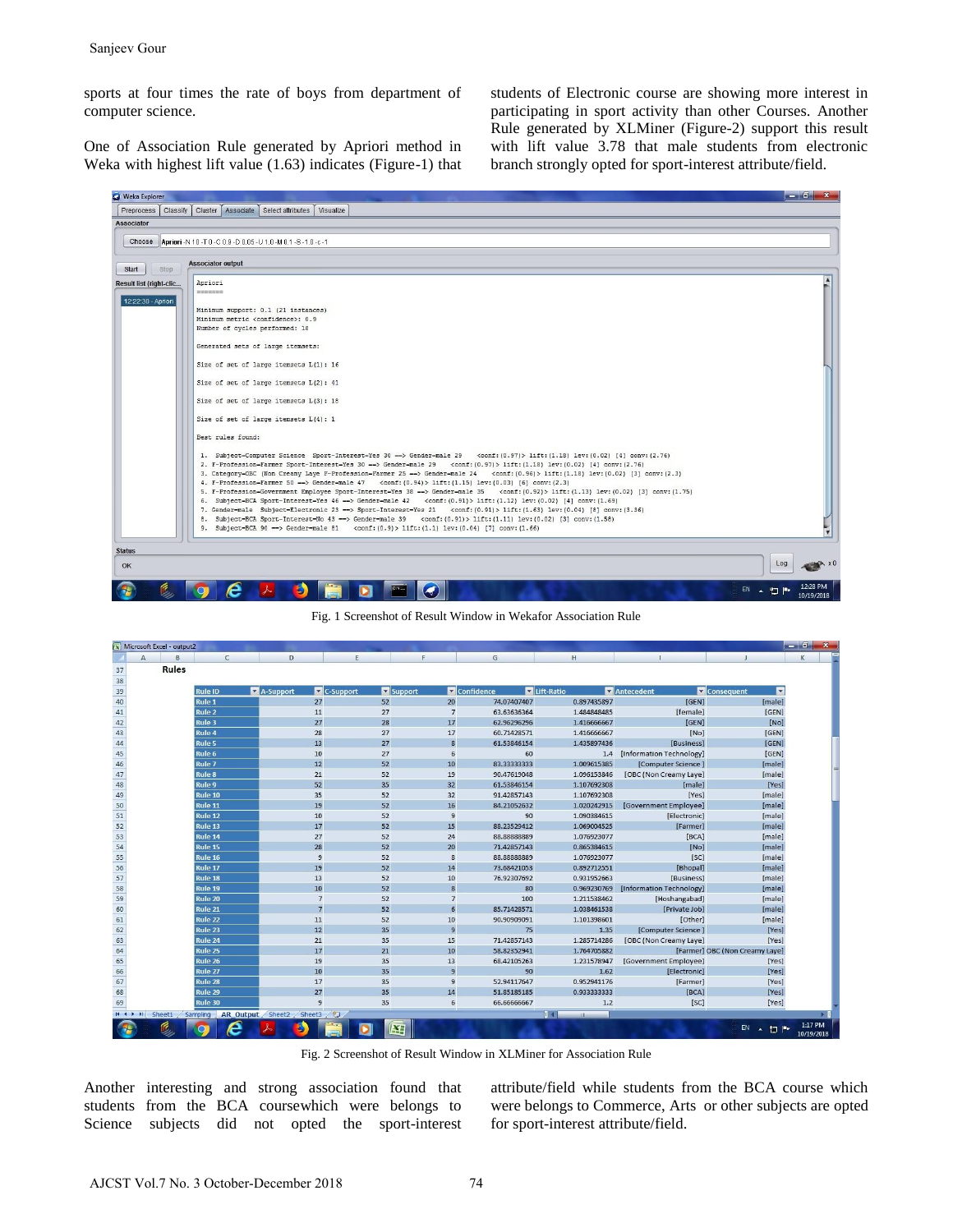sports at four times the rate of boys from department of computer science.

One of Association Rule generated by Apriori method in Weka with highest lift value (1.63) indicates (Figure-1) that students of Electronic course are showing more interest in participating in sport activity than other Courses. Another Rule generated by XLMiner (Figure-2) support this result with lift value 3.78 that male students from electronic branch strongly opted for sport-interest attribute/field.

Fig. 1 Screenshot of Result Window in Wekafor Association Rule

Fig. 2 Screenshot of Result Window in XLMiner for Association Rule

Another interesting and strong association found that students from the BCA coursewhich were belongs to Science subjects did not opted the sport-interest attribute/field while students from the BCA course which were belongs to Commerce, Arts or other subjects are opted for sport-interest attribute/field.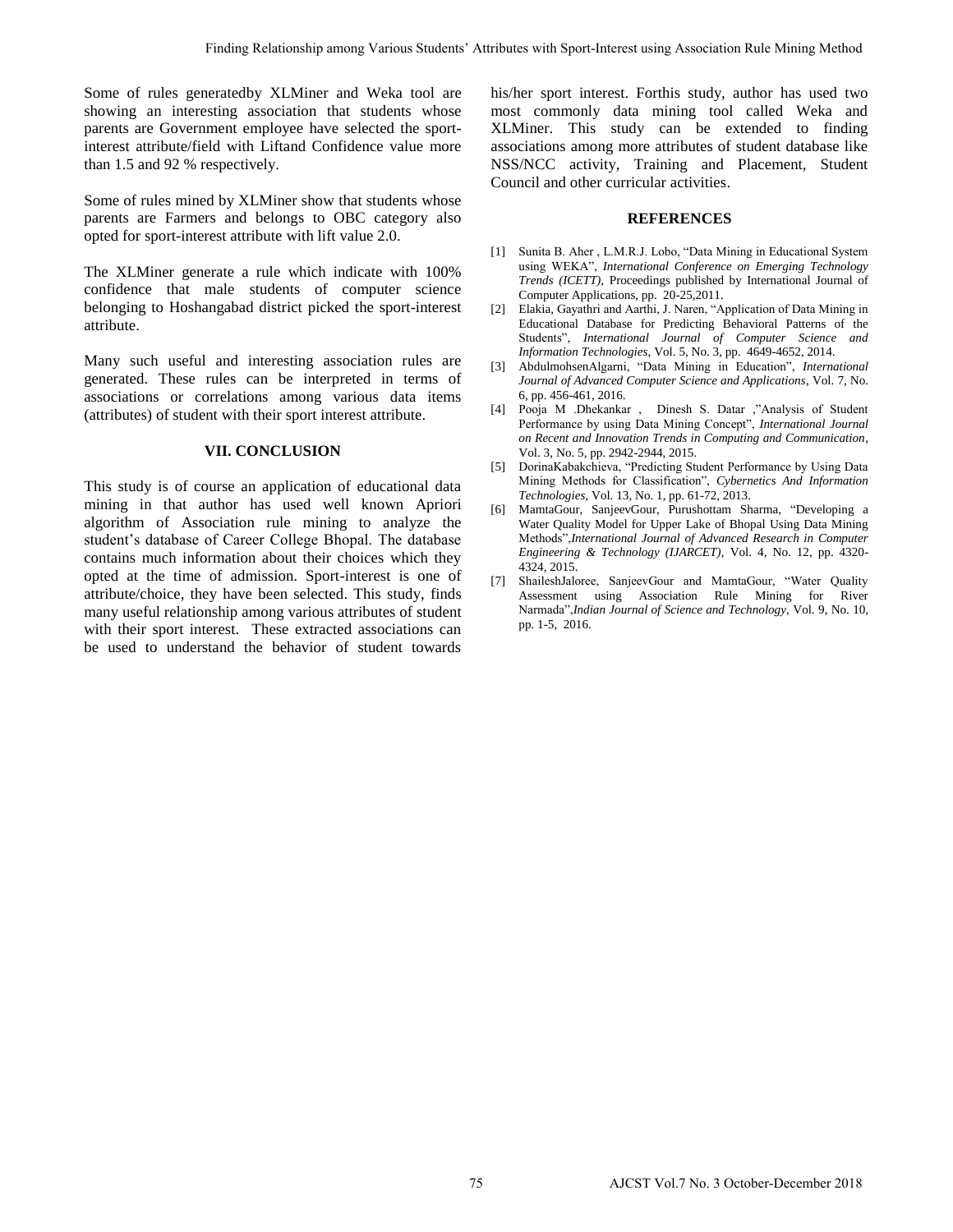Some of rules generatedby XLMiner and Weka tool are showing an interesting association that students whose parents are Government employee have selected the sport-interest attribute/field with Liftand Confidence value more than 1.5 and 92 % respectively.

Some of rules mined by XLMiner show that students whose parents are Farmers and belongs to OBC category also opted for sport-interest attribute with lift value 2.0.

The XLMiner generate a rule which indicate with 100% confidence that male students of computer science belonging to Hoshangabad district picked the sport-interest attribute.

Many such useful and interesting association rules are generated. These rules can be interpreted in terms of associations or correlations among various data items (attributes) of student with their sport interest attribute.

## VII. CONCLUSION

This study is of course an application of educational data mining in that author has used well known Apriori algorithm of Association rule mining to analyze the student's database of Career College Bhopal. The database contains much information about their choices which they opted at the time of admission. Sport-interest is one of attribute/choice, they have been selected. This study, finds many useful relationship among various attributes of student with their sport interest. These extracted associations can be used to understand the behavior of student towards his/her sport interest. Forthis study, author has used two most commonly data mining tool called Weka and XLMiner. This study can be extended to finding associations among more attributes of student database like NSS/NCC activity, Training and Placement, Student Council and other curricular activities.

## REFERENCES

[1] Sunita B. Aher , L.M.R.J. Lobo, "Data Mining in Educational System using WEKA", *International Conference on Emerging Technology Trends (ICETT),* Proceedings published by International Journal of Computer Applications, pp. 20-25,2011.

[2] Elakia, Gayathri and Aarthi, J. Naren, "Application of Data Mining in Educational Database for Predicting Behavioral Patterns of the Students", *International Journal of Computer Science and Information Technologies,* Vol. 5, No. 3, pp. 4649-4652, 2014.

[3] AbdulmohsenAlgarni, "Data Mining in Education", *International Journal of Advanced Computer Science and Applications*, Vol. 7, No. 6, pp. 456-461, 2016.

[4] Pooja M .Dhekankar , Dinesh S. Datar ,"Analysis of Student Performance by using Data Mining Concept", *International Journal on Recent and Innovation Trends in Computing and Communication*, Vol. 3, No. 5, pp. 2942-2944, 2015.

[5] DorinaKabakchieva, "Predicting Student Performance by Using Data Mining Methods for Classification", *Cybernetics And Information Technologies,* Vol. 13, No. 1, pp. 61-72, 2013.

[6] MamtaGour, SanjeevGour, Purushottam Sharma, "Developing a Water Quality Model for Upper Lake of Bhopal Using Data Mining Methods",*International Journal of Advanced Research in Computer Engineering & Technology (IJARCET),* Vol. 4, No. 12, pp. 4320-4324, 2015.

[7] ShaileshJaloree, SanjeevGour and MamtaGour, "Water Quality Assessment using Association Rule Mining for River Narmada",*Indian Journal of Science and Technology,* Vol. 9, No. 10, pp. 1-5, 2016.